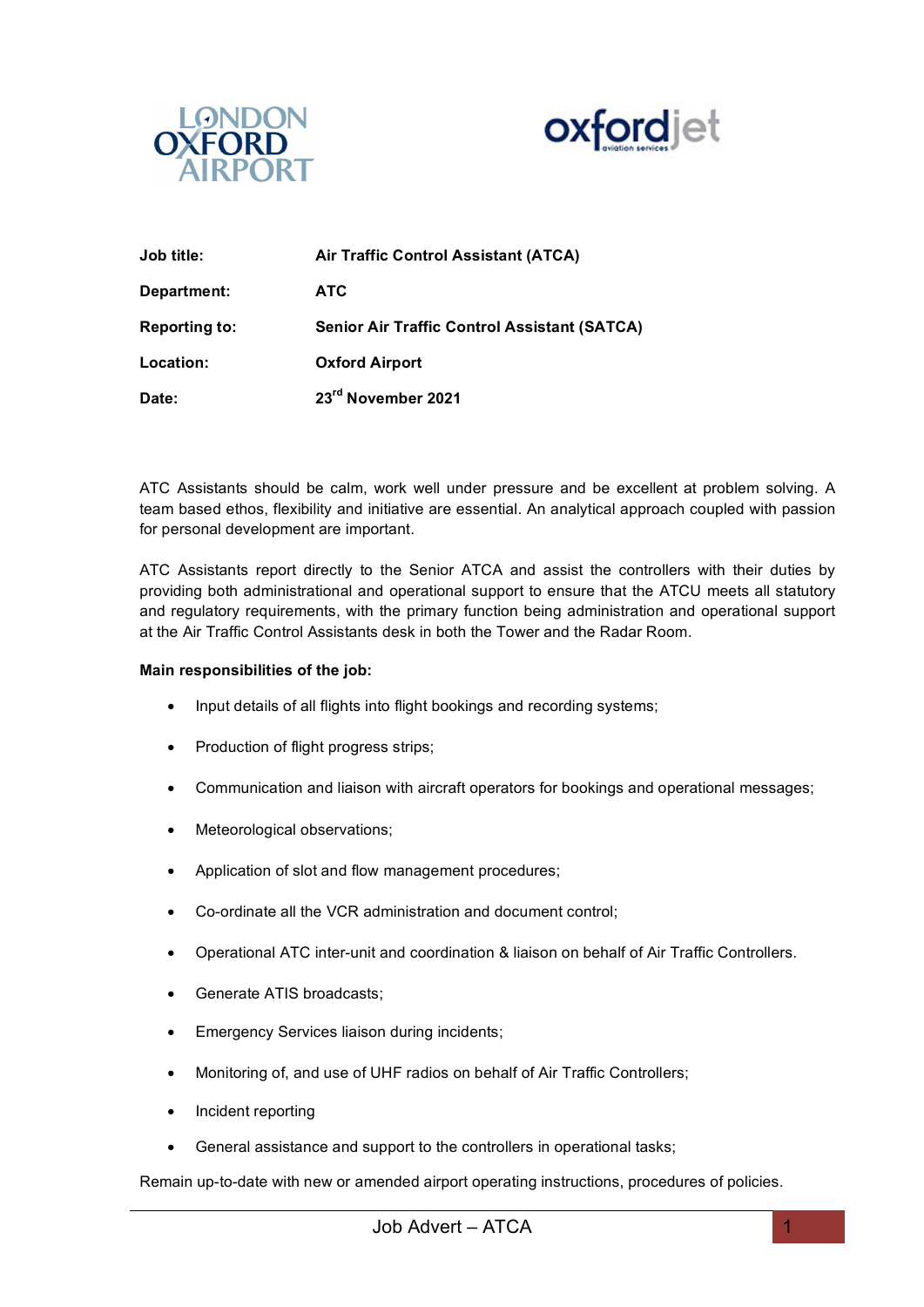LONDON OXFORD AIRPORT

oxfordjet aviation services

| | |
|---|---|
| **Job title:** | **Air Traffic Control Assistant (ATCA)** |
| **Department:** | **ATC** |
| **Reporting to:** | **Senior Air Traffic Control Assistant (SATCA)** |
| **Location:** | **Oxford Airport** |
| **Date:** | **23rd November 2021** |

ATC Assistants should be calm, work well under pressure and be excellent at problem solving. A team based ethos, flexibility and initiative are essential. An analytical approach coupled with passion for personal development are important.

ATC Assistants report directly to the Senior ATCA and assist the controllers with their duties by providing both administrational and operational support to ensure that the ATCU meets all statutory and regulatory requirements, with the primary function being administration and operational support at the Air Traffic Control Assistants desk in both the Tower and the Radar Room.

**Main responsibilities of the job:**

- Input details of all flights into flight bookings and recording systems;
- Production of flight progress strips;
- Communication and liaison with aircraft operators for bookings and operational messages;
- Meteorological observations;
- Application of slot and flow management procedures;
- Co-ordinate all the VCR administration and document control;
- Operational ATC inter-unit and coordination & liaison on behalf of Air Traffic Controllers.
- Generate ATIS broadcasts;
- Emergency Services liaison during incidents;
- Monitoring of, and use of UHF radios on behalf of Air Traffic Controllers;
- Incident reporting
- General assistance and support to the controllers in operational tasks;

Remain up-to-date with new or amended airport operating instructions, procedures of policies.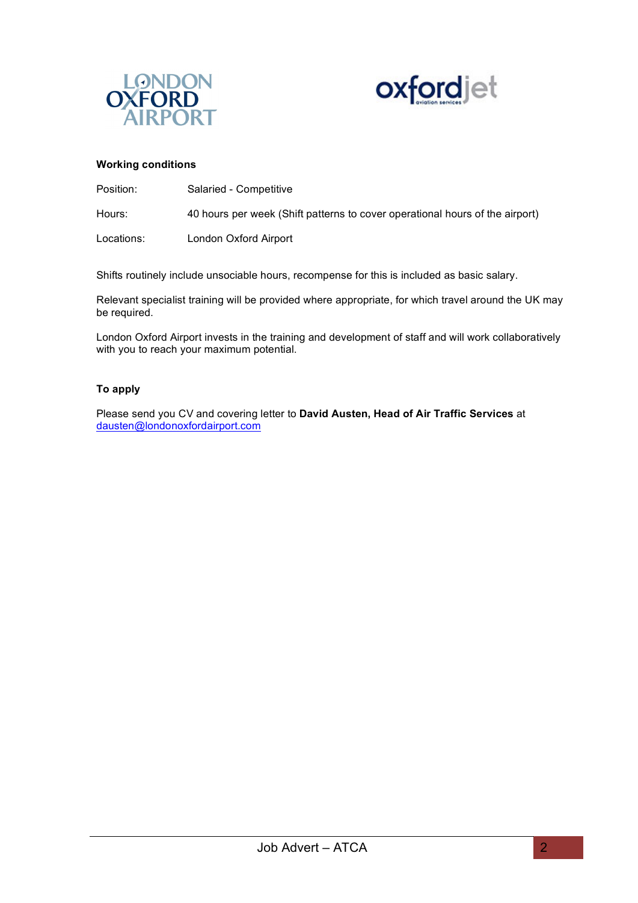**Working conditions**

| | |
|---|---|
| Position: | Salaried - Competitive |
| Hours: | 40 hours per week (Shift patterns to cover operational hours of the airport) |
| Locations: | London Oxford Airport |

Shifts routinely include unsociable hours, recompense for this is included as basic salary.

Relevant specialist training will be provided where appropriate, for which travel around the UK may be required.

London Oxford Airport invests in the training and development of staff and will work collaboratively with you to reach your maximum potential.

**To apply**

Please send you CV and covering letter to **David Austen, Head of Air Traffic Services** at dausten@londonoxfordairport.com